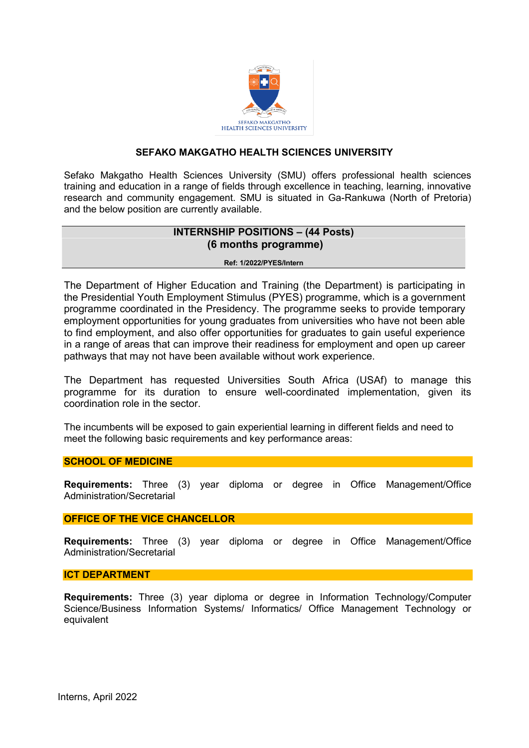# SEFAKO MAKGATHO HEALTH SCIENCES UNIVERSITY

Sefako Makgatho Health Sciences University (SMU) offers professional health sciences training and education in a range of fields through excellence in teaching, learning, innovative research and community engagement. SMU is situated in Ga-Rankuwa (North of Pretoria) and the below position are currently available.

## INTERNSHIP POSITIONS – (44 Posts)
## (6 months programme)

**Ref: 1/2022/PYES/Intern**

The Department of Higher Education and Training (the Department) is participating in the Presidential Youth Employment Stimulus (PYES) programme, which is a government programme coordinated in the Presidency. The programme seeks to provide temporary employment opportunities for young graduates from universities who have not been able to find employment, and also offer opportunities for graduates to gain useful experience in a range of areas that can improve their readiness for employment and open up career pathways that may not have been available without work experience.

The Department has requested Universities South Africa (USAf) to manage this programme for its duration to ensure well-coordinated implementation, given its coordination role in the sector.

The incumbents will be exposed to gain experiential learning in different fields and need to meet the following basic requirements and key performance areas:

### SCHOOL OF MEDICINE

**Requirements:** Three (3) year diploma or degree in Office Management/Office Administration/Secretarial

### OFFICE OF THE VICE CHANCELLOR

**Requirements:** Three (3) year diploma or degree in Office Management/Office Administration/Secretarial

### ICT DEPARTMENT

**Requirements:** Three (3) year diploma or degree in Information Technology/Computer Science/Business Information Systems/ Informatics/ Office Management Technology or equivalent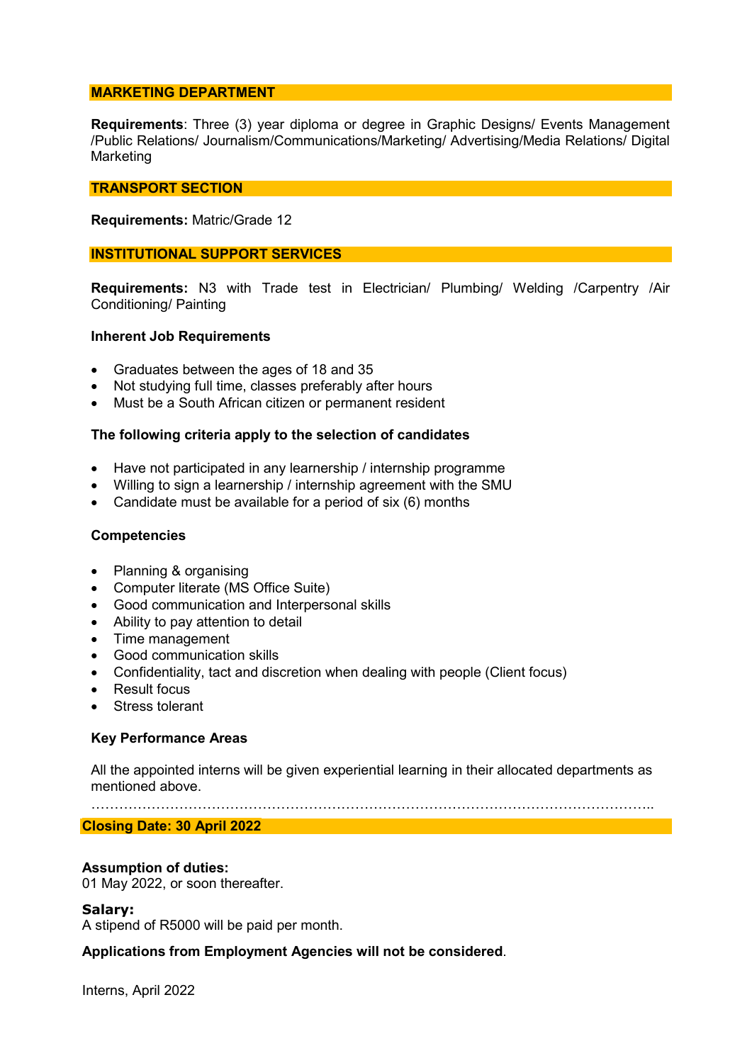## MARKETING DEPARTMENT

**Requirements**: Three (3) year diploma or degree in Graphic Designs/ Events Management /Public Relations/ Journalism/Communications/Marketing/ Advertising/Media Relations/ Digital Marketing

## TRANSPORT SECTION

**Requirements:** Matric/Grade 12

## INSTITUTIONAL SUPPORT SERVICES

**Requirements:** N3 with Trade test in Electrician/ Plumbing/ Welding /Carpentry /Air Conditioning/ Painting

### Inherent Job Requirements

- Graduates between the ages of 18 and 35
- Not studying full time, classes preferably after hours
- Must be a South African citizen or permanent resident

### The following criteria apply to the selection of candidates

- Have not participated in any learnership / internship programme
- Willing to sign a learnership / internship agreement with the SMU
- Candidate must be available for a period of six (6) months

### Competencies

- Planning & organising
- Computer literate (MS Office Suite)
- Good communication and Interpersonal skills
- Ability to pay attention to detail
- Time management
- Good communication skills
- Confidentiality, tact and discretion when dealing with people (Client focus)
- Result focus
- Stress tolerant

### Key Performance Areas

All the appointed interns will be given experiential learning in their allocated departments as mentioned above.

…………………………………………………………………………………………………………..

## Closing Date: 30 April 2022

**Assumption of duties:**
01 May 2022, or soon thereafter.

**Salary:**
A stipend of R5000 will be paid per month.

**Applications from Employment Agencies will not be considered**.

Interns, April 2022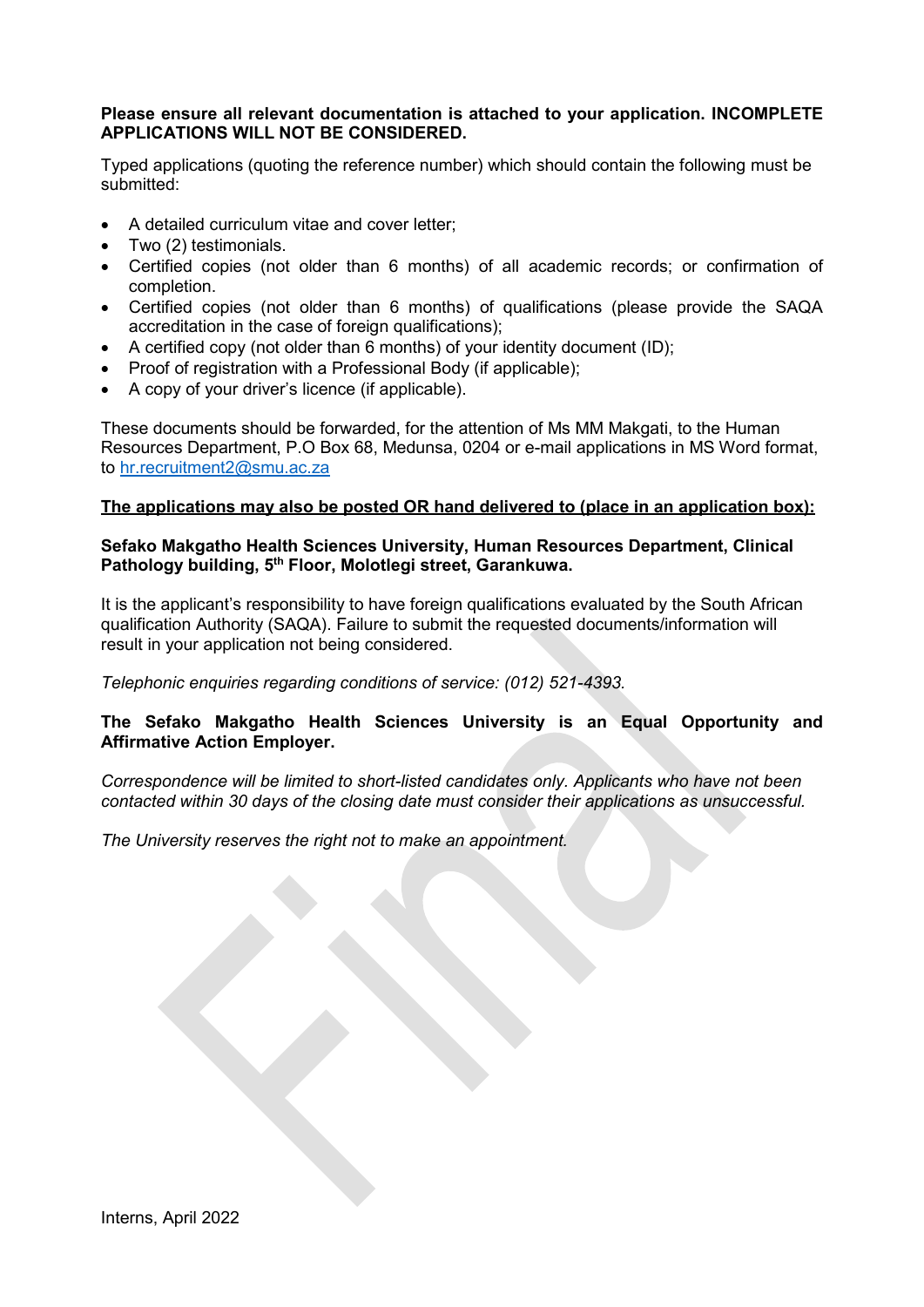**Please ensure all relevant documentation is attached to your application. INCOMPLETE APPLICATIONS WILL NOT BE CONSIDERED.**

Typed applications (quoting the reference number) which should contain the following must be submitted:

- A detailed curriculum vitae and cover letter;
- Two (2) testimonials.
- Certified copies (not older than 6 months) of all academic records; or confirmation of completion.
- Certified copies (not older than 6 months) of qualifications (please provide the SAQA accreditation in the case of foreign qualifications);
- A certified copy (not older than 6 months) of your identity document (ID);
- Proof of registration with a Professional Body (if applicable);
- A copy of your driver's licence (if applicable).

These documents should be forwarded, for the attention of Ms MM Makgati, to the Human Resources Department, P.O Box 68, Medunsa, 0204 or e-mail applications in MS Word format, to hr.recruitment2@smu.ac.za

**<u>The applications may also be posted OR hand delivered to (place in an application box):</u>**

**Sefako Makgatho Health Sciences University, Human Resources Department, Clinical Pathology building, 5th Floor, Molotlegi street, Garankuwa.**

It is the applicant's responsibility to have foreign qualifications evaluated by the South African qualification Authority (SAQA). Failure to submit the requested documents/information will result in your application not being considered.

*Telephonic enquiries regarding conditions of service: (012) 521-4393.*

**The Sefako Makgatho Health Sciences University is an Equal Opportunity and Affirmative Action Employer.**

*Correspondence will be limited to short-listed candidates only. Applicants who have not been contacted within 30 days of the closing date must consider their applications as unsuccessful.*

*The University reserves the right not to make an appointment.*